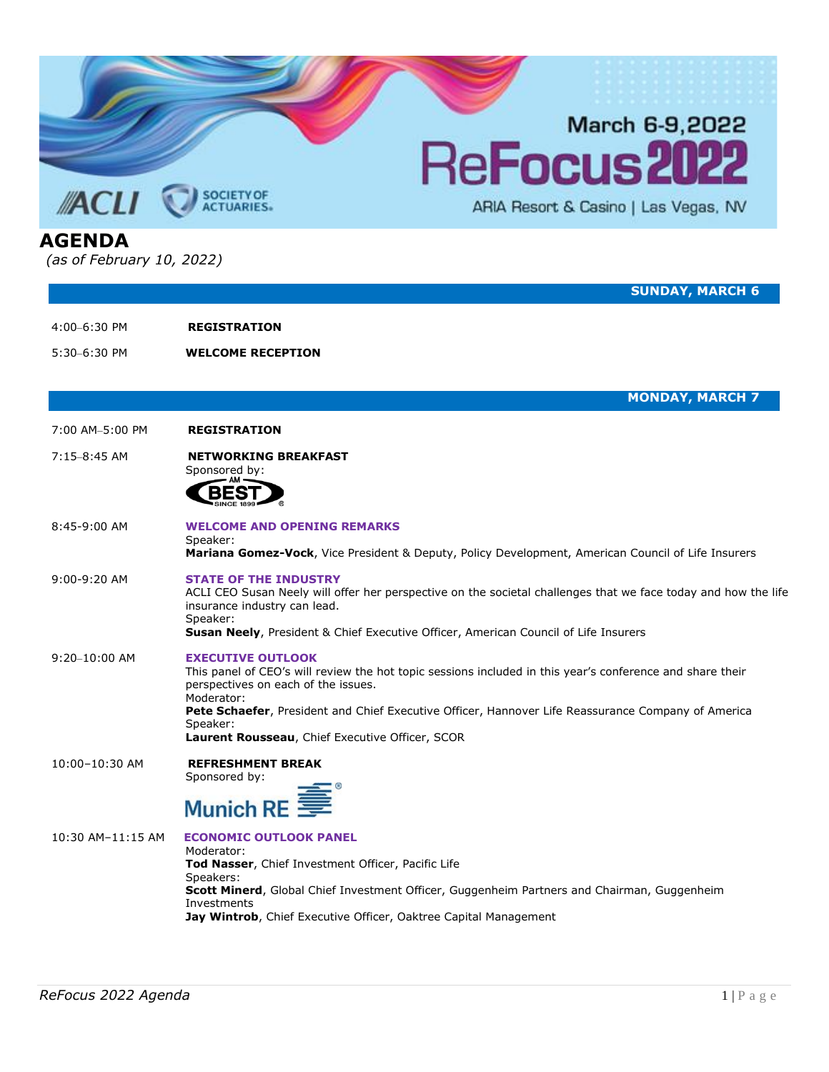March 6-9, 2022

# ReFocus 2022

ARIA Resort & Casino | Las Vegas, NV

ACLI | SOCIETY OF ACTUARIES

# AGENDA

*(as of February 10, 2022)*

## SUNDAY, MARCH 6

4:00–6:30 PM **REGISTRATION**

5:30–6:30 PM **WELCOME RECEPTION**

## MONDAY, MARCH 7

7:00 AM–5:00 PM **REGISTRATION**

7:15–8:45 AM **NETWORKING BREAKFAST**
Sponsored by: AM BEST

8:45-9:00 AM **WELCOME AND OPENING REMARKS**
Speaker:
**Mariana Gomez-Vock**, Vice President & Deputy, Policy Development, American Council of Life Insurers

9:00-9:20 AM **STATE OF THE INDUSTRY**
ACLI CEO Susan Neely will offer her perspective on the societal challenges that we face today and how the life insurance industry can lead.
Speaker:
**Susan Neely**, President & Chief Executive Officer, American Council of Life Insurers

9:20–10:00 AM **EXECUTIVE OUTLOOK**
This panel of CEO's will review the hot topic sessions included in this year's conference and share their perspectives on each of the issues.
Moderator:
**Pete Schaefer**, President and Chief Executive Officer, Hannover Life Reassurance Company of America
Speaker:
**Laurent Rousseau**, Chief Executive Officer, SCOR

10:00–10:30 AM **REFRESHMENT BREAK**
Sponsored by: Munich RE

10:30 AM–11:15 AM **ECONOMIC OUTLOOK PANEL**
Moderator:
**Tod Nasser**, Chief Investment Officer, Pacific Life
Speakers:
**Scott Minerd**, Global Chief Investment Officer, Guggenheim Partners and Chairman, Guggenheim Investments
**Jay Wintrob**, Chief Executive Officer, Oaktree Capital Management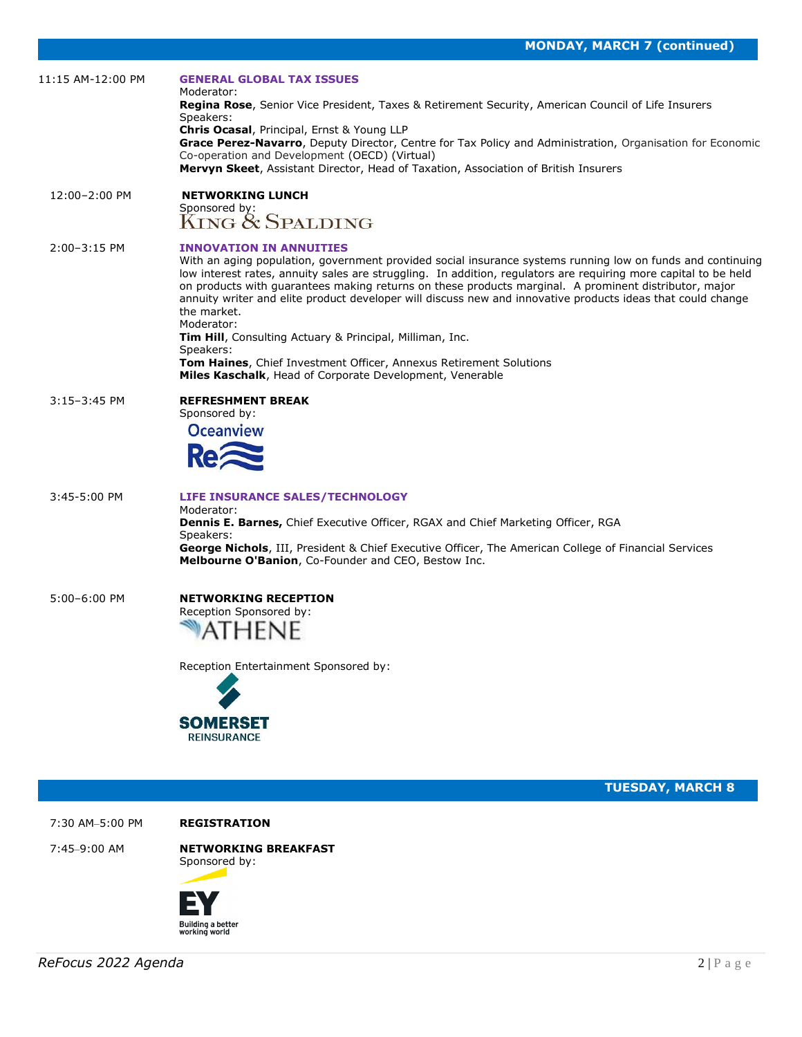## MONDAY, MARCH 7 (continued)

**11:15 AM-12:00 PM**

**GENERAL GLOBAL TAX ISSUES**

Moderator:
**Regina Rose**, Senior Vice President, Taxes & Retirement Security, American Council of Life Insurers

Speakers:
**Chris Ocasal**, Principal, Ernst & Young LLP
**Grace Perez-Navarro**, Deputy Director, Centre for Tax Policy and Administration, Organisation for Economic Co-operation and Development (OECD) (Virtual)
**Mervyn Skeet**, Assistant Director, Head of Taxation, Association of British Insurers

**12:00–2:00 PM**

**NETWORKING LUNCH**

Sponsored by:
King & Spalding

**2:00–3:15 PM**

**INNOVATION IN ANNUITIES**

With an aging population, government provided social insurance systems running low on funds and continuing low interest rates, annuity sales are struggling. In addition, regulators are requiring more capital to be held on products with guarantees making returns on these products marginal. A prominent distributor, major annuity writer and elite product developer will discuss new and innovative products ideas that could change the market.

Moderator:
**Tim Hill**, Consulting Actuary & Principal, Milliman, Inc.

Speakers:
**Tom Haines**, Chief Investment Officer, Annexus Retirement Solutions
**Miles Kaschalk**, Head of Corporate Development, Venerable

**3:15–3:45 PM**

**REFRESHMENT BREAK**

Sponsored by:
Oceanview Re

**3:45-5:00 PM**

**LIFE INSURANCE SALES/TECHNOLOGY**

Moderator:
**Dennis E. Barnes,** Chief Executive Officer, RGAX and Chief Marketing Officer, RGA

Speakers:
**George Nichols**, III, President & Chief Executive Officer, The American College of Financial Services
**Melbourne O'Banion**, Co-Founder and CEO, Bestow Inc.

**5:00–6:00 PM**

**NETWORKING RECEPTION**

Reception Sponsored by:
Athene

Reception Entertainment Sponsored by:
Somerset Reinsurance

## TUESDAY, MARCH 8

**7:30 AM–5:00 PM**

**REGISTRATION**

**7:45–9:00 AM**

**NETWORKING BREAKFAST**

Sponsored by:
EY
Building a better working world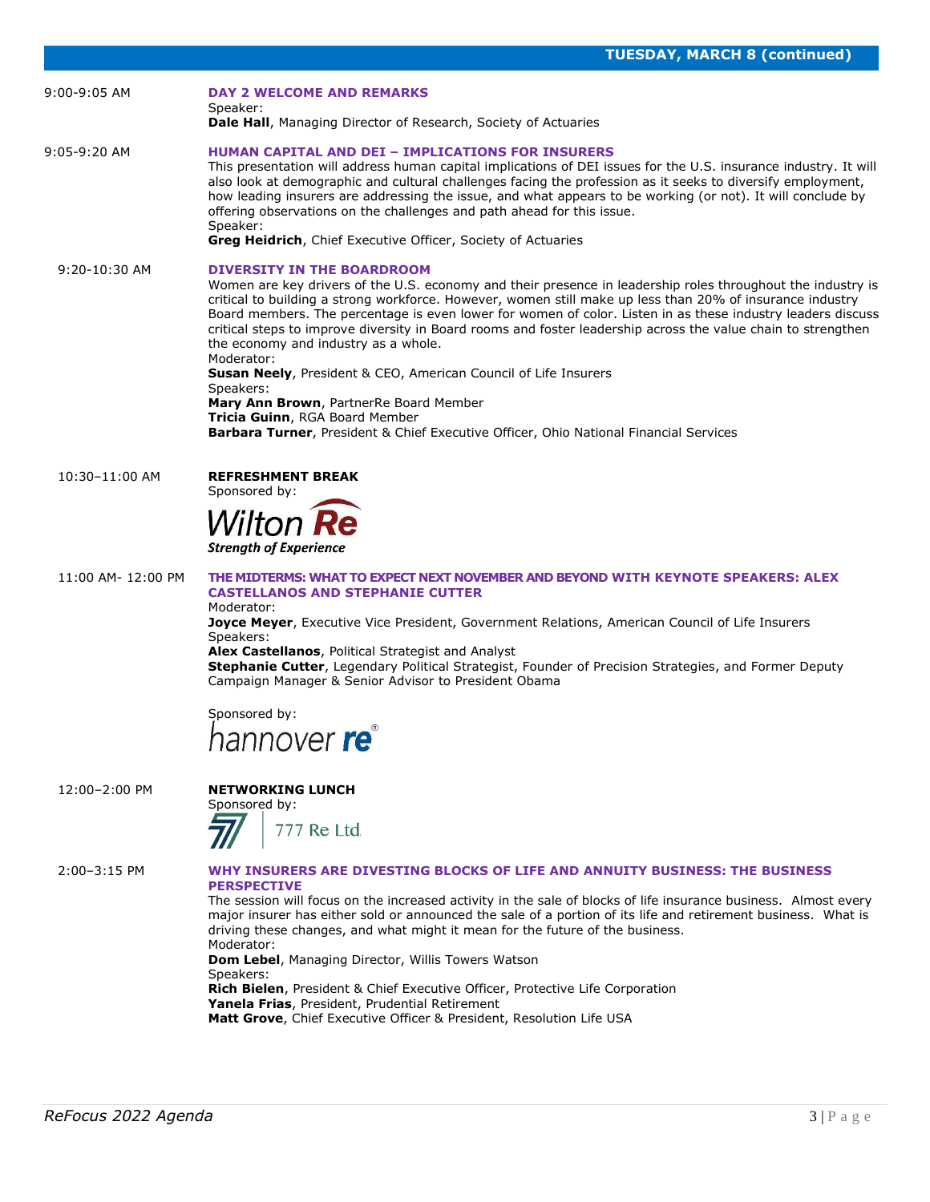## TUESDAY, MARCH 8 (continued)

**9:00-9:05 AM**

### DAY 2 WELCOME AND REMARKS

Speaker:
**Dale Hall**, Managing Director of Research, Society of Actuaries

**9:05-9:20 AM**

### HUMAN CAPITAL AND DEI – IMPLICATIONS FOR INSURERS

This presentation will address human capital implications of DEI issues for the U.S. insurance industry. It will also look at demographic and cultural challenges facing the profession as it seeks to diversify employment, how leading insurers are addressing the issue, and what appears to be working (or not). It will conclude by offering observations on the challenges and path ahead for this issue.

Speaker:
**Greg Heidrich**, Chief Executive Officer, Society of Actuaries

**9:20-10:30 AM**

### DIVERSITY IN THE BOARDROOM

Women are key drivers of the U.S. economy and their presence in leadership roles throughout the industry is critical to building a strong workforce. However, women still make up less than 20% of insurance industry Board members. The percentage is even lower for women of color. Listen in as these industry leaders discuss critical steps to improve diversity in Board rooms and foster leadership across the value chain to strengthen the economy and industry as a whole.

Moderator:
**Susan Neely**, President & CEO, American Council of Life Insurers

Speakers:
**Mary Ann Brown**, PartnerRe Board Member
**Tricia Guinn**, RGA Board Member
**Barbara Turner**, President & Chief Executive Officer, Ohio National Financial Services

**10:30–11:00 AM**

### REFRESHMENT BREAK

Sponsored by:
Wilton Re
*Strength of Experience*

**11:00 AM- 12:00 PM**

### THE MIDTERMS: WHAT TO EXPECT NEXT NOVEMBER AND BEYOND WITH KEYNOTE SPEAKERS: ALEX CASTELLANOS AND STEPHANIE CUTTER

Moderator:
**Joyce Meyer**, Executive Vice President, Government Relations, American Council of Life Insurers

Speakers:
**Alex Castellanos**, Political Strategist and Analyst
**Stephanie Cutter**, Legendary Political Strategist, Founder of Precision Strategies, and Former Deputy Campaign Manager & Senior Advisor to President Obama

Sponsored by:
hannover re

**12:00–2:00 PM**

### NETWORKING LUNCH

Sponsored by:
777 Re Ltd.

**2:00–3:15 PM**

### WHY INSURERS ARE DIVESTING BLOCKS OF LIFE AND ANNUITY BUSINESS: THE BUSINESS PERSPECTIVE

The session will focus on the increased activity in the sale of blocks of life insurance business. Almost every major insurer has either sold or announced the sale of a portion of its life and retirement business. What is driving these changes, and what might it mean for the future of the business.

Moderator:
**Dom Lebel**, Managing Director, Willis Towers Watson

Speakers:
**Rich Bielen**, President & Chief Executive Officer, Protective Life Corporation
**Yanela Frias**, President, Prudential Retirement
**Matt Grove**, Chief Executive Officer & President, Resolution Life USA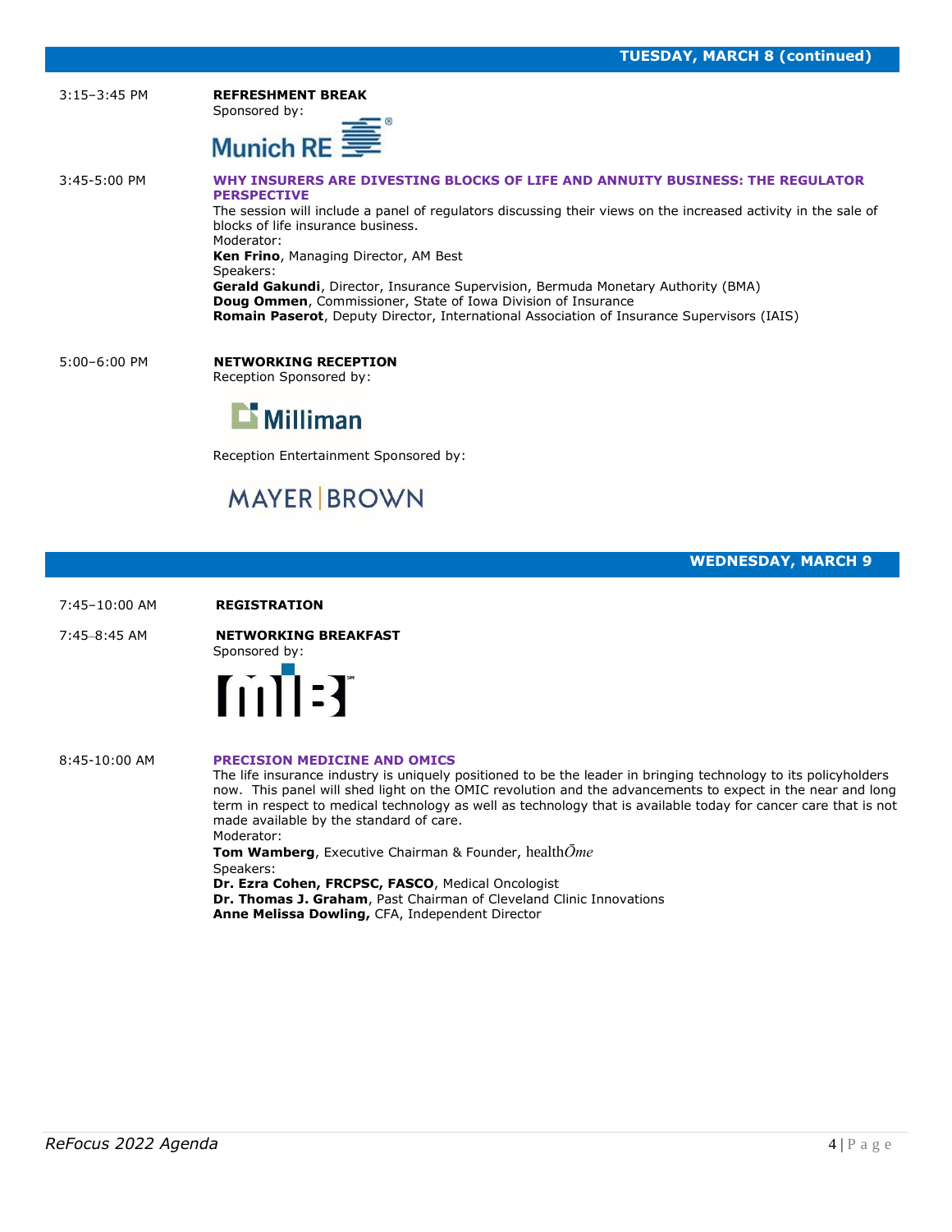## TUESDAY, MARCH 8 (continued)

3:15–3:45 PM

**REFRESHMENT BREAK**
Sponsored by:

Munich RE

3:45-5:00 PM

**WHY INSURERS ARE DIVESTING BLOCKS OF LIFE AND ANNUITY BUSINESS: THE REGULATOR PERSPECTIVE**

The session will include a panel of regulators discussing their views on the increased activity in the sale of blocks of life insurance business.

Moderator:
**Ken Frino**, Managing Director, AM Best

Speakers:
**Gerald Gakundi**, Director, Insurance Supervision, Bermuda Monetary Authority (BMA)
**Doug Ommen**, Commissioner, State of Iowa Division of Insurance
**Romain Paserot**, Deputy Director, International Association of Insurance Supervisors (IAIS)

5:00–6:00 PM

**NETWORKING RECEPTION**
Reception Sponsored by:

Milliman

Reception Entertainment Sponsored by:

MAYER | BROWN

## WEDNESDAY, MARCH 9

7:45–10:00 AM

**REGISTRATION**

7:45–8:45 AM

**NETWORKING BREAKFAST**
Sponsored by:

MIB

8:45-10:00 AM

**PRECISION MEDICINE AND OMICS**

The life insurance industry is uniquely positioned to be the leader in bringing technology to its policyholders now. This panel will shed light on the OMIC revolution and the advancements to expect in the near and long term in respect to medical technology as well as technology that is available today for cancer care that is not made available by the standard of care.

Moderator:
**Tom Wamberg**, Executive Chairman & Founder, health*Ōme*

Speakers:
**Dr. Ezra Cohen, FRCPSC, FASCO**, Medical Oncologist
**Dr. Thomas J. Graham**, Past Chairman of Cleveland Clinic Innovations
**Anne Melissa Dowling,** CFA, Independent Director